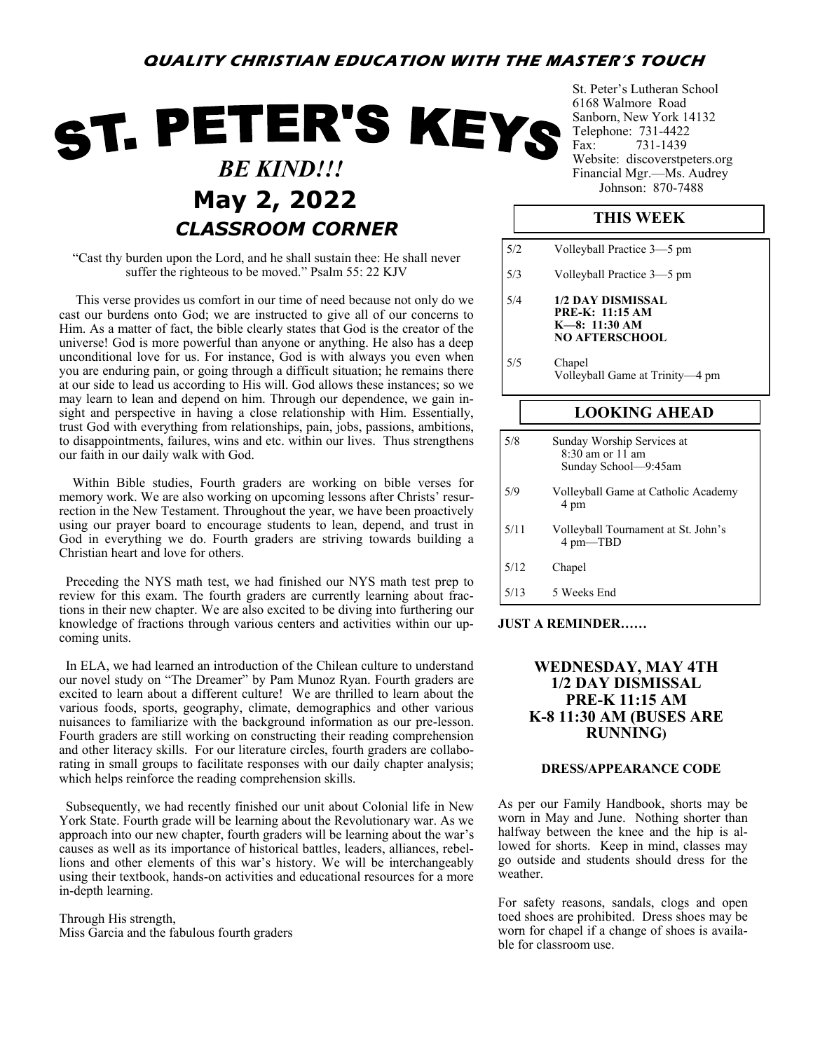**QUALITY CHRISTIAN EDUCATION WITH THE MASTER'S TOUCH**

# ST. PETER'S KEYS

***BE KIND!!!***

## May 2, 2022

## *CLASSROOM CORNER*

"Cast thy burden upon the Lord, and he shall sustain thee: He shall never suffer the righteous to be moved." Psalm 55: 22 KJV

This verse provides us comfort in our time of need because not only do we cast our burdens onto God; we are instructed to give all of our concerns to Him. As a matter of fact, the bible clearly states that God is the creator of the universe! God is more powerful than anyone or anything. He also has a deep unconditional love for us. For instance, God is with always you even when you are enduring pain, or going through a difficult situation; he remains there at our side to lead us according to His will. God allows these instances; so we may learn to lean and depend on him. Through our dependence, we gain insight and perspective in having a close relationship with Him. Essentially, trust God with everything from relationships, pain, jobs, passions, ambitions, to disappointments, failures, wins and etc. within our lives. Thus strengthens our faith in our daily walk with God.

Within Bible studies, Fourth graders are working on bible verses for memory work. We are also working on upcoming lessons after Christs' resurrection in the New Testament. Throughout the year, we have been proactively using our prayer board to encourage students to lean, depend, and trust in God in everything we do. Fourth graders are striving towards building a Christian heart and love for others.

Preceding the NYS math test, we had finished our NYS math test prep to review for this exam. The fourth graders are currently learning about fractions in their new chapter. We are also excited to be diving into furthering our knowledge of fractions through various centers and activities within our upcoming units.

In ELA, we had learned an introduction of the Chilean culture to understand our novel study on "The Dreamer" by Pam Munoz Ryan. Fourth graders are excited to learn about a different culture! We are thrilled to learn about the various foods, sports, geography, climate, demographics and other various nuisances to familiarize with the background information as our pre-lesson. Fourth graders are still working on constructing their reading comprehension and other literacy skills. For our literature circles, fourth graders are collaborating in small groups to facilitate responses with our daily chapter analysis; which helps reinforce the reading comprehension skills.

Subsequently, we had recently finished our unit about Colonial life in New York State. Fourth grade will be learning about the Revolutionary war. As we approach into our new chapter, fourth graders will be learning about the war's causes as well as its importance of historical battles, leaders, alliances, rebellions and other elements of this war's history. We will be interchangeably using their textbook, hands-on activities and educational resources for a more in-depth learning.

Through His strength,
Miss Garcia and the fabulous fourth graders

St. Peter's Lutheran School
6168 Walmore Road
Sanborn, New York 14132
Telephone: 731-4422
Fax: 731-1439
Website: discoverstpeters.org
Financial Mgr.—Ms. Audrey Johnson: 870-7488

### THIS WEEK

| | |
|---|---|
| 5/2 | Volleyball Practice 3—5 pm |
| 5/3 | Volleyball Practice 3—5 pm |
| 5/4 | **1/2 DAY DISMISSAL PRE-K: 11:15 AM K—8: 11:30 AM NO AFTERSCHOOL** |
| 5/5 | Chapel<br>Volleyball Game at Trinity—4 pm |

### LOOKING AHEAD

| | |
|---|---|
| 5/8 | Sunday Worship Services at 8:30 am or 11 am<br>Sunday School—9:45am |
| 5/9 | Volleyball Game at Catholic Academy 4 pm |
| 5/11 | Volleyball Tournament at St. John's 4 pm—TBD |
| 5/12 | Chapel |
| 5/13 | 5 Weeks End |

**JUST A REMINDER……**

**WEDNESDAY, MAY 4TH**
**1/2 DAY DISMISSAL**
**PRE-K 11:15 AM**
**K-8 11:30 AM (BUSES ARE RUNNING)**

**DRESS/APPEARANCE CODE**

As per our Family Handbook, shorts may be worn in May and June. Nothing shorter than halfway between the knee and the hip is allowed for shorts. Keep in mind, classes may go outside and students should dress for the weather.

For safety reasons, sandals, clogs and open toed shoes are prohibited. Dress shoes may be worn for chapel if a change of shoes is available for classroom use.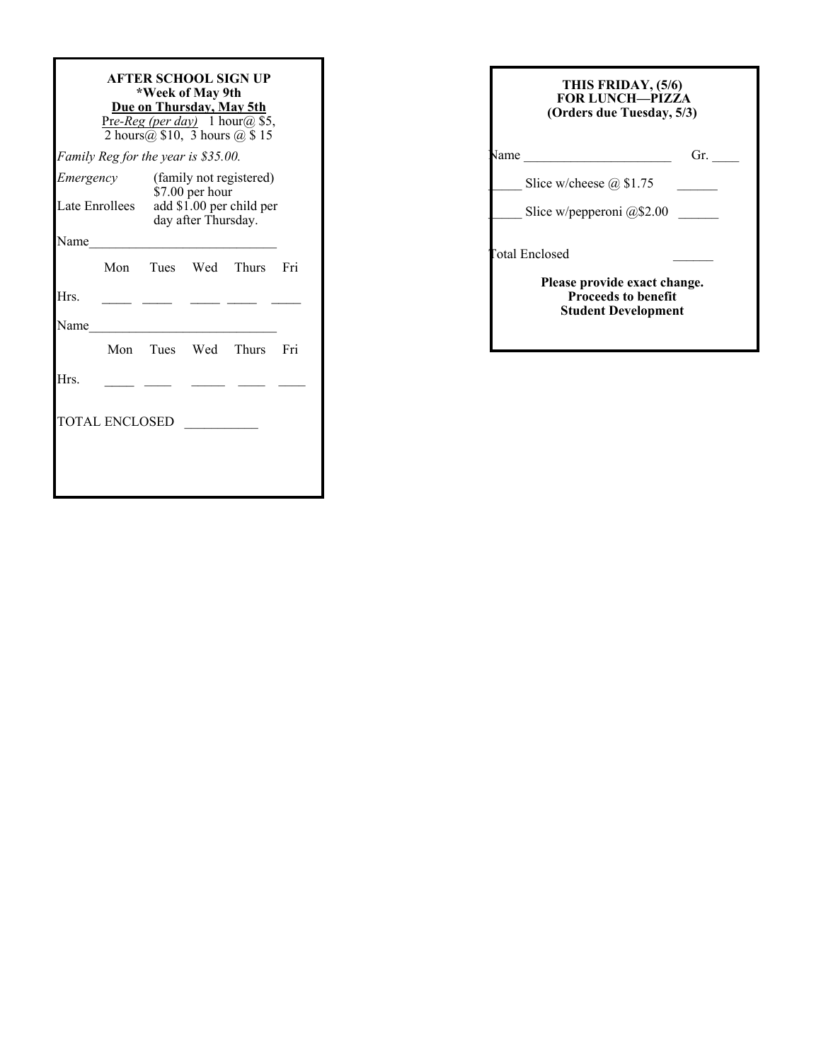**AFTER SCHOOL SIGN UP**
***Week of May 9th**
**Due on Thursday, May 5th**

*Pre-Reg (per day)* 1 hour@ $5, 2 hours@ $10, 3 hours @ $ 15

*Family Reg for the year is $35.00.*

*Emergency* (family not registered) $7.00 per hour

Late Enrollees add $1.00 per child per day after Thursday.

Name____________________________

| | Mon | Tues | Wed | Thurs | Fri |
|---|---|---|---|---|---|
| Hrs. | ____ | ____ | ____ | ____ | ____ |

Name____________________________

| | Mon | Tues | Wed | Thurs | Fri |
|---|---|---|---|---|---|
| Hrs. | ____ | ____ | _____ | ____ | ____ |

TOTAL ENCLOSED ___________

**THIS FRIDAY, (5/6)**
**FOR LUNCH—PIZZA**
**(Orders due Tuesday, 5/3)**

Name ______________________ Gr. ____

_____ Slice w/cheese @ $1.75 ______

_____ Slice w/pepperoni @$2.00 ______

Total Enclosed ______

**Please provide exact change.**
**Proceeds to benefit**
**Student Development**